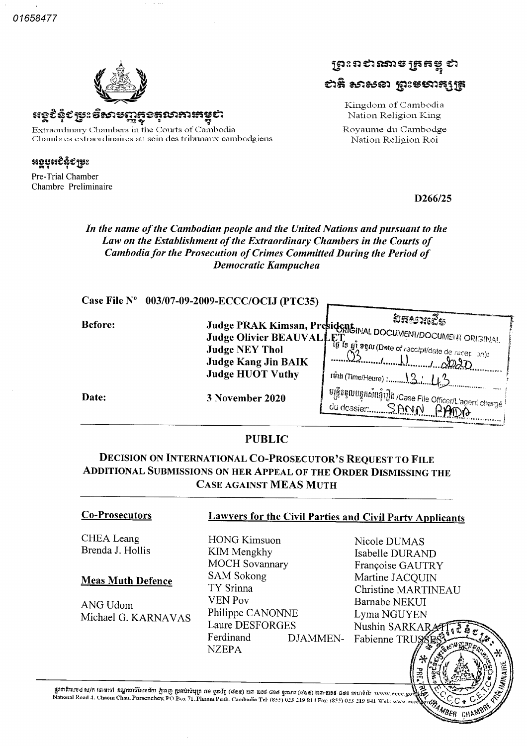01658477

អង្គជំនុំជម្រះវិសាមញ្ញក្នុងតុលាការកម្ពុជា

Extraordinary Chambers in the Courts of Cambodia
Chambres extraordinaires au sein des tribunaux cambodgiens

អង្គបុរេជំនុំជម្រះ

Pre-Trial Chamber
Chambre Préliminaire

ព្រះរាជាណាចក្រកម្ពុជា
ជាតិ សាសនា ព្រះមហាក្សត្រ

Kingdom of Cambodia
Nation Religion King

Royaume du Cambodge
Nation Religion Roi

**D266/25**

***In the name of the Cambodian people and the United Nations and pursuant to the Law on the Establishment of the Extraordinary Chambers in the Courts of Cambodia for the Prosecution of Crimes Committed During the Period of Democratic Kampuchea***

**Case File Nº 003/07-09-2009-ECCC/OCIJ (PTC35)**

**Before:**
**Judge PRAK Kimsan, President**
**Judge Olivier BEAUVALLET**
**Judge NEY Thol**
**Judge Kang Jin BAIK**
**Judge HUOT Vuthy**

**Date: 3 November 2020**

ឯកសារដើម
ORIGINAL DOCUMENT/DOCUMENT ORIGINAL
ថ្ងៃ ខែ ឆ្នាំ ទទួល (Date of receipt/date de reception): 03 / 11 / 2020
ម៉ោង (Time/Heure): 13:43
មន្ត្រីទទួលបន្ទុកសំណុំរឿង /Case File Officer/L'agent chargé du dossier: SANN RADA

## PUBLIC

## DECISION ON INTERNATIONAL CO-PROSECUTOR'S REQUEST TO FILE ADDITIONAL SUBMISSIONS ON HER APPEAL OF THE ORDER DISMISSING THE CASE AGAINST MEAS MUTH

**Co-Prosecutors**

CHEA Leang
Brenda J. Hollis

**Meas Muth Defence**

ANG Udom
Michael G. KARNAVAS

**Lawyers for the Civil Parties and Civil Party Applicants**

HONG Kimsuon
KIM Mengkhy
MOCH Sovannary
SAM Sokong
TY Srinna
VEN Pov
Philippe CANONNE
Laure DESFORGES
Ferdinand DJAMMEN-NZEPA
Nicole DUMAS
Isabelle DURAND
Françoise GAUTRY
Martine JACQUIN
Christine MARTINEAU
Barnabe NEKUI
Lyma NGUYEN
Nushin SARKARATI
Fabienne TRUSSES

ផ្លូវជាតិលេខ៤ សង្កាត់ចោមចៅ ខណ្ឌពោធិ៍សែនជ័យ ភ្នំពេញ ប្រអប់សំបុត្រ ៧១ ទូរស័ព្ទ (៨៥៥) ០២៣-២១៩-៨១៤ ទូរសារ (៨៥៥) ០២៣-២១៩-៨៤១ គេហទំព័រ www.eccc.gov.kh
National Road 4, Chaom Chau, Porsenchey, PO Box 71, Phnom Penh, Cambodia Tel: (855) 023 219 814 Fax: (855) 023 219 841 Web: www.eccc.gov.kh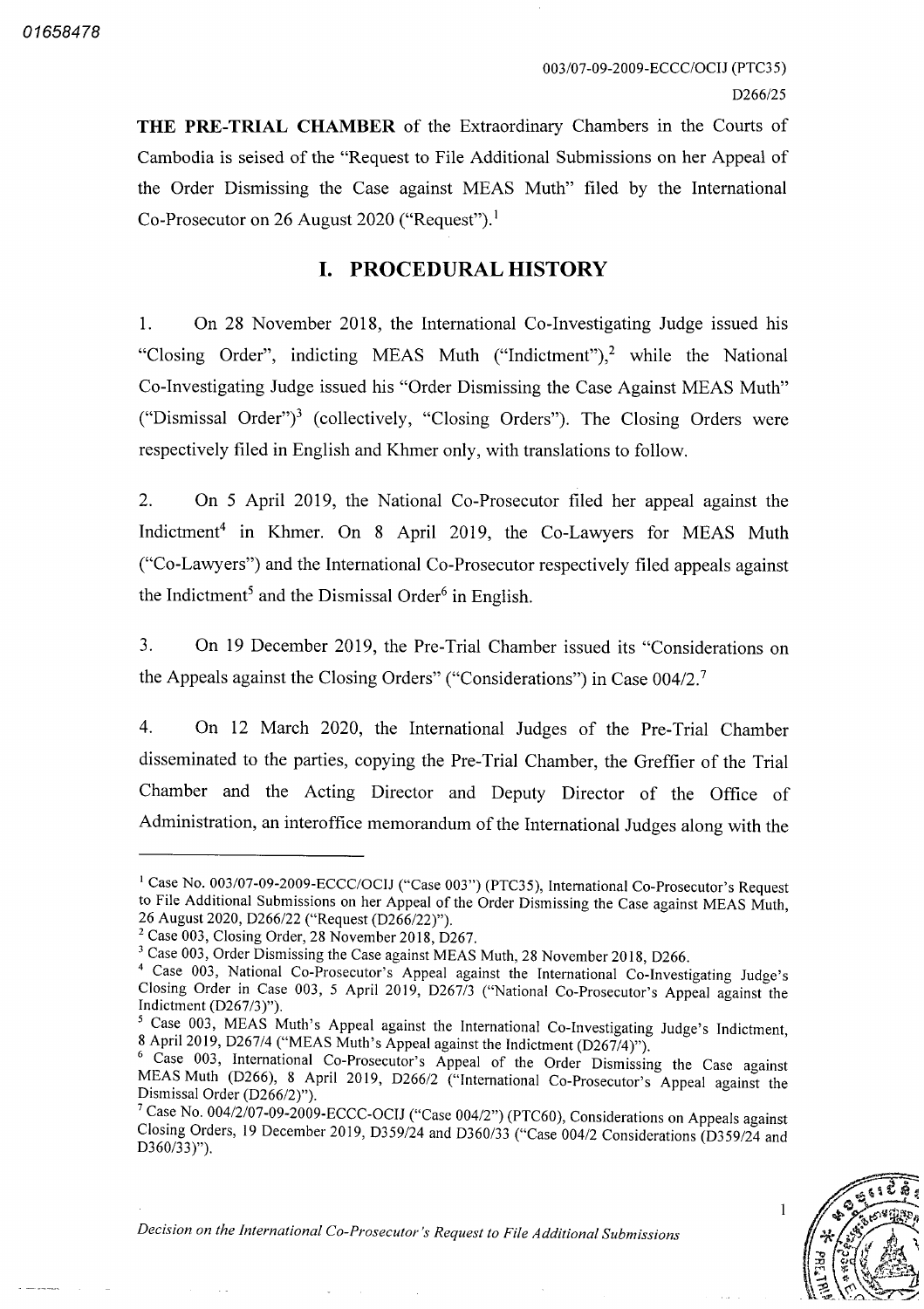**THE PRE-TRIAL CHAMBER** of the Extraordinary Chambers in the Courts of Cambodia is seised of the "Request to File Additional Submissions on her Appeal of the Order Dismissing the Case against MEAS Muth" filed by the International Co-Prosecutor on 26 August 2020 ("Request").[1]

## I. PROCEDURAL HISTORY

1. On 28 November 2018, the International Co-Investigating Judge issued his "Closing Order", indicting MEAS Muth ("Indictment"),[2] while the National Co-Investigating Judge issued his "Order Dismissing the Case Against MEAS Muth" ("Dismissal Order")[3] (collectively, "Closing Orders"). The Closing Orders were respectively filed in English and Khmer only, with translations to follow.

2. On 5 April 2019, the National Co-Prosecutor filed her appeal against the Indictment[4] in Khmer. On 8 April 2019, the Co-Lawyers for MEAS Muth ("Co-Lawyers") and the International Co-Prosecutor respectively filed appeals against the Indictment[5] and the Dismissal Order[6] in English.

3. On 19 December 2019, the Pre-Trial Chamber issued its "Considerations on the Appeals against the Closing Orders" ("Considerations") in Case 004/2.[7]

4. On 12 March 2020, the International Judges of the Pre-Trial Chamber disseminated to the parties, copying the Pre-Trial Chamber, the Greffier of the Trial Chamber and the Acting Director and Deputy Director of the Office of Administration, an interoffice memorandum of the International Judges along with the

---

[1] Case No. 003/07-09-2009-ECCC/OCIJ ("Case 003") (PTC35), International Co-Prosecutor's Request to File Additional Submissions on her Appeal of the Order Dismissing the Case against MEAS Muth, 26 August 2020, D266/22 ("Request (D266/22)").

[2] Case 003, Closing Order, 28 November 2018, D267.

[3] Case 003, Order Dismissing the Case against MEAS Muth, 28 November 2018, D266.

[4] Case 003, National Co-Prosecutor's Appeal against the International Co-Investigating Judge's Closing Order in Case 003, 5 April 2019, D267/3 ("National Co-Prosecutor's Appeal against the Indictment (D267/3)").

[5] Case 003, MEAS Muth's Appeal against the International Co-Investigating Judge's Indictment, 8 April 2019, D267/4 ("MEAS Muth's Appeal against the Indictment (D267/4)").

[6] Case 003, International Co-Prosecutor's Appeal of the Order Dismissing the Case against MEAS Muth (D266), 8 April 2019, D266/2 ("International Co-Prosecutor's Appeal against the Dismissal Order (D266/2)").

[7] Case No. 004/2/07-09-2009-ECCC-OCIJ ("Case 004/2") (PTC60), Considerations on Appeals against Closing Orders, 19 December 2019, D359/24 and D360/33 ("Case 004/2 Considerations (D359/24 and D360/33)").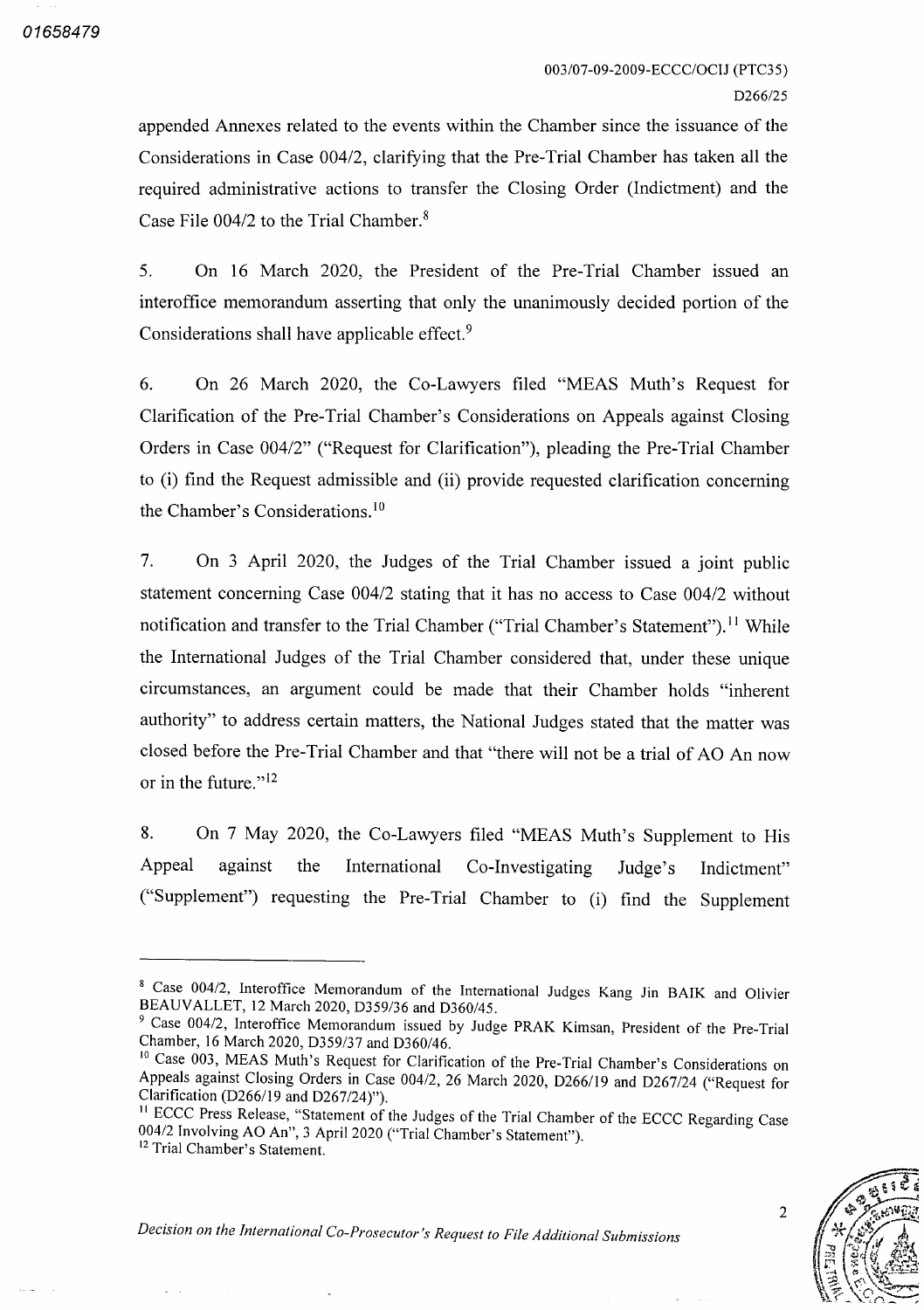appended Annexes related to the events within the Chamber since the issuance of the Considerations in Case 004/2, clarifying that the Pre-Trial Chamber has taken all the required administrative actions to transfer the Closing Order (Indictment) and the Case File 004/2 to the Trial Chamber.[8]

5. On 16 March 2020, the President of the Pre-Trial Chamber issued an interoffice memorandum asserting that only the unanimously decided portion of the Considerations shall have applicable effect.[9]

6. On 26 March 2020, the Co-Lawyers filed "MEAS Muth's Request for Clarification of the Pre-Trial Chamber's Considerations on Appeals against Closing Orders in Case 004/2" ("Request for Clarification"), pleading the Pre-Trial Chamber to (i) find the Request admissible and (ii) provide requested clarification concerning the Chamber's Considerations.[10]

7. On 3 April 2020, the Judges of the Trial Chamber issued a joint public statement concerning Case 004/2 stating that it has no access to Case 004/2 without notification and transfer to the Trial Chamber ("Trial Chamber's Statement").[11] While the International Judges of the Trial Chamber considered that, under these unique circumstances, an argument could be made that their Chamber holds "inherent authority" to address certain matters, the National Judges stated that the matter was closed before the Pre-Trial Chamber and that "there will not be a trial of AO An now or in the future."[12]

8. On 7 May 2020, the Co-Lawyers filed "MEAS Muth's Supplement to His Appeal against the International Co-Investigating Judge's Indictment" ("Supplement") requesting the Pre-Trial Chamber to (i) find the Supplement

---

[8] Case 004/2, Interoffice Memorandum of the International Judges Kang Jin BAIK and Olivier BEAUVALLET, 12 March 2020, D359/36 and D360/45.

[9] Case 004/2, Interoffice Memorandum issued by Judge PRAK Kimsan, President of the Pre-Trial Chamber, 16 March 2020, D359/37 and D360/46.

[10] Case 003, MEAS Muth's Request for Clarification of the Pre-Trial Chamber's Considerations on Appeals against Closing Orders in Case 004/2, 26 March 2020, D266/19 and D267/24 ("Request for Clarification (D266/19 and D267/24)").

[11] ECCC Press Release, "Statement of the Judges of the Trial Chamber of the ECCC Regarding Case 004/2 Involving AO An", 3 April 2020 ("Trial Chamber's Statement").

[12] Trial Chamber's Statement.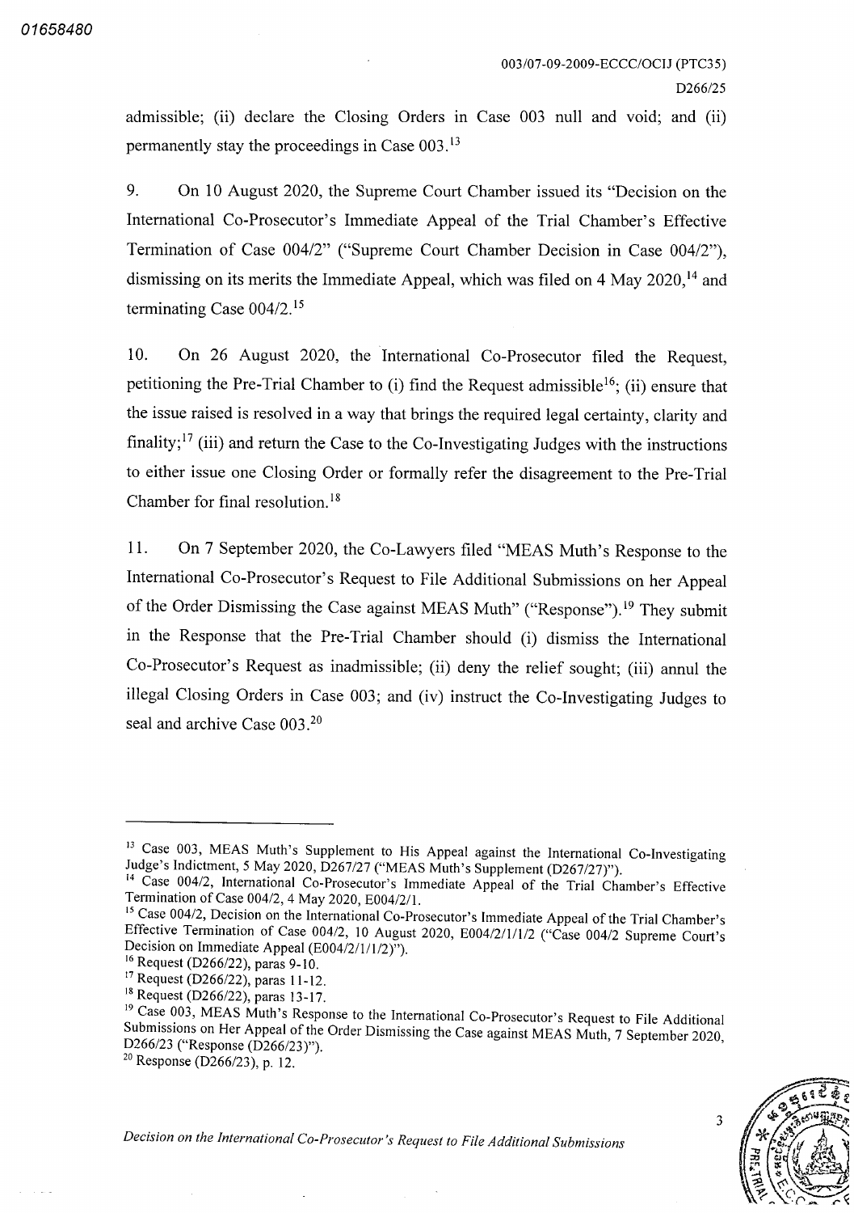admissible; (ii) declare the Closing Orders in Case 003 null and void; and (ii) permanently stay the proceedings in Case 003.[13]

9. On 10 August 2020, the Supreme Court Chamber issued its "Decision on the International Co-Prosecutor's Immediate Appeal of the Trial Chamber's Effective Termination of Case 004/2" ("Supreme Court Chamber Decision in Case 004/2"), dismissing on its merits the Immediate Appeal, which was filed on 4 May 2020,[14] and terminating Case 004/2.[15]

10. On 26 August 2020, the International Co-Prosecutor filed the Request, petitioning the Pre-Trial Chamber to (i) find the Request admissible[16]; (ii) ensure that the issue raised is resolved in a way that brings the required legal certainty, clarity and finality;[17] (iii) and return the Case to the Co-Investigating Judges with the instructions to either issue one Closing Order or formally refer the disagreement to the Pre-Trial Chamber for final resolution.[18]

11. On 7 September 2020, the Co-Lawyers filed "MEAS Muth's Response to the International Co-Prosecutor's Request to File Additional Submissions on her Appeal of the Order Dismissing the Case against MEAS Muth" ("Response").[19] They submit in the Response that the Pre-Trial Chamber should (i) dismiss the International Co-Prosecutor's Request as inadmissible; (ii) deny the relief sought; (iii) annul the illegal Closing Orders in Case 003; and (iv) instruct the Co-Investigating Judges to seal and archive Case 003.[20]

---

[13] Case 003, MEAS Muth's Supplement to His Appeal against the International Co-Investigating Judge's Indictment, 5 May 2020, D267/27 ("MEAS Muth's Supplement (D267/27)").

[14] Case 004/2, International Co-Prosecutor's Immediate Appeal of the Trial Chamber's Effective Termination of Case 004/2, 4 May 2020, E004/2/1.

[15] Case 004/2, Decision on the International Co-Prosecutor's Immediate Appeal of the Trial Chamber's Effective Termination of Case 004/2, 10 August 2020, E004/2/1/1/2 ("Case 004/2 Supreme Court's Decision on Immediate Appeal (E004/2/1/1/2)").

[16] Request (D266/22), paras 9-10.

[17] Request (D266/22), paras 11-12.

[18] Request (D266/22), paras 13-17.

[19] Case 003, MEAS Muth's Response to the International Co-Prosecutor's Request to File Additional Submissions on Her Appeal of the Order Dismissing the Case against MEAS Muth, 7 September 2020, D266/23 ("Response (D266/23)").

[20] Response (D266/23), p. 12.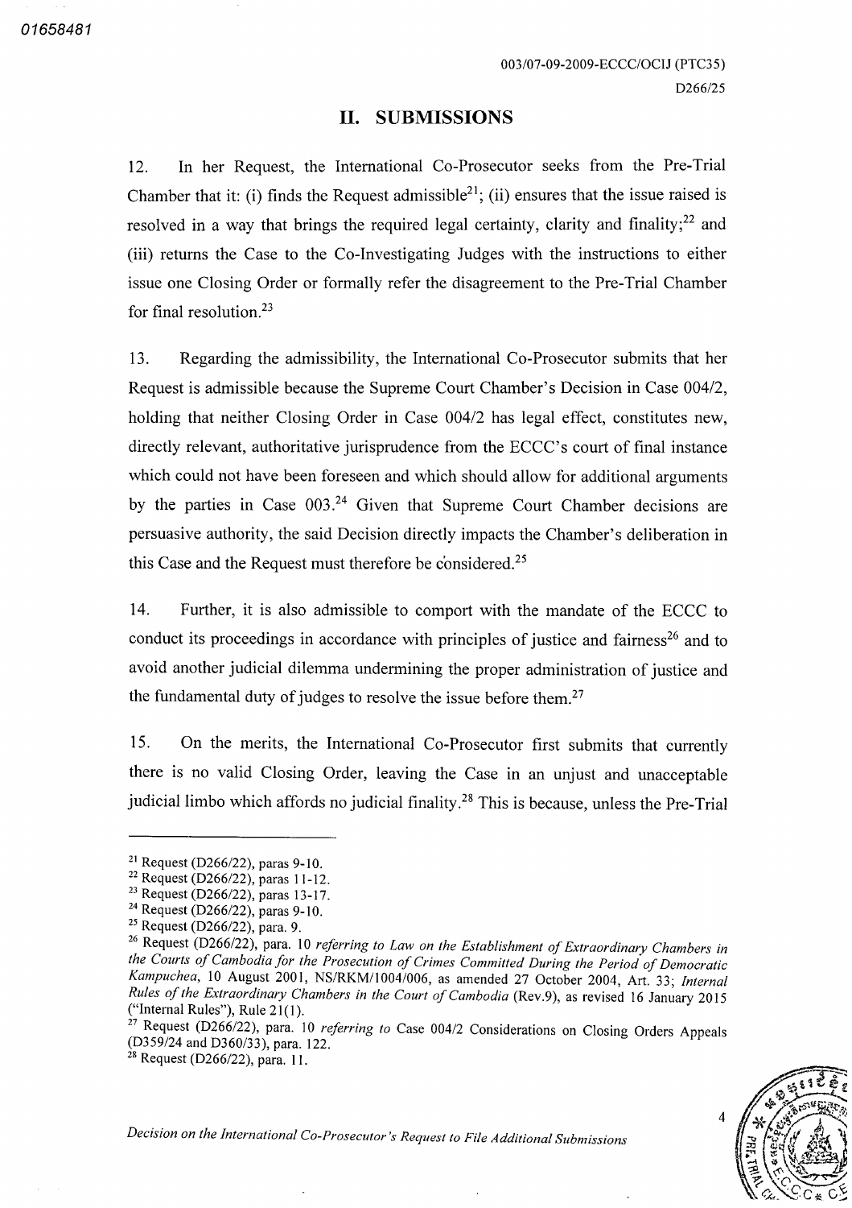## II. SUBMISSIONS

12. In her Request, the International Co-Prosecutor seeks from the Pre-Trial Chamber that it: (i) finds the Request admissible[21]; (ii) ensures that the issue raised is resolved in a way that brings the required legal certainty, clarity and finality;[22] and (iii) returns the Case to the Co-Investigating Judges with the instructions to either issue one Closing Order or formally refer the disagreement to the Pre-Trial Chamber for final resolution.[23]

13. Regarding the admissibility, the International Co-Prosecutor submits that her Request is admissible because the Supreme Court Chamber's Decision in Case 004/2, holding that neither Closing Order in Case 004/2 has legal effect, constitutes new, directly relevant, authoritative jurisprudence from the ECCC's court of final instance which could not have been foreseen and which should allow for additional arguments by the parties in Case 003.[24] Given that Supreme Court Chamber decisions are persuasive authority, the said Decision directly impacts the Chamber's deliberation in this Case and the Request must therefore be considered.[25]

14. Further, it is also admissible to comport with the mandate of the ECCC to conduct its proceedings in accordance with principles of justice and fairness[26] and to avoid another judicial dilemma undermining the proper administration of justice and the fundamental duty of judges to resolve the issue before them.[27]

15. On the merits, the International Co-Prosecutor first submits that currently there is no valid Closing Order, leaving the Case in an unjust and unacceptable judicial limbo which affords no judicial finality.[28] This is because, unless the Pre-Trial

---

[21] Request (D266/22), paras 9-10.

[22] Request (D266/22), paras 11-12.

[23] Request (D266/22), paras 13-17.

[24] Request (D266/22), paras 9-10.

[25] Request (D266/22), para. 9.

[26] Request (D266/22), para. 10 *referring to Law on the Establishment of Extraordinary Chambers in the Courts of Cambodia for the Prosecution of Crimes Committed During the Period of Democratic Kampuchea*, 10 August 2001, NS/RKM/1004/006, as amended 27 October 2004, Art. 33; *Internal Rules of the Extraordinary Chambers in the Court of Cambodia* (Rev.9), as revised 16 January 2015 ("Internal Rules"), Rule 21(1).

[27] Request (D266/22), para. 10 *referring to* Case 004/2 Considerations on Closing Orders Appeals (D359/24 and D360/33), para. 122.

[28] Request (D266/22), para. 11.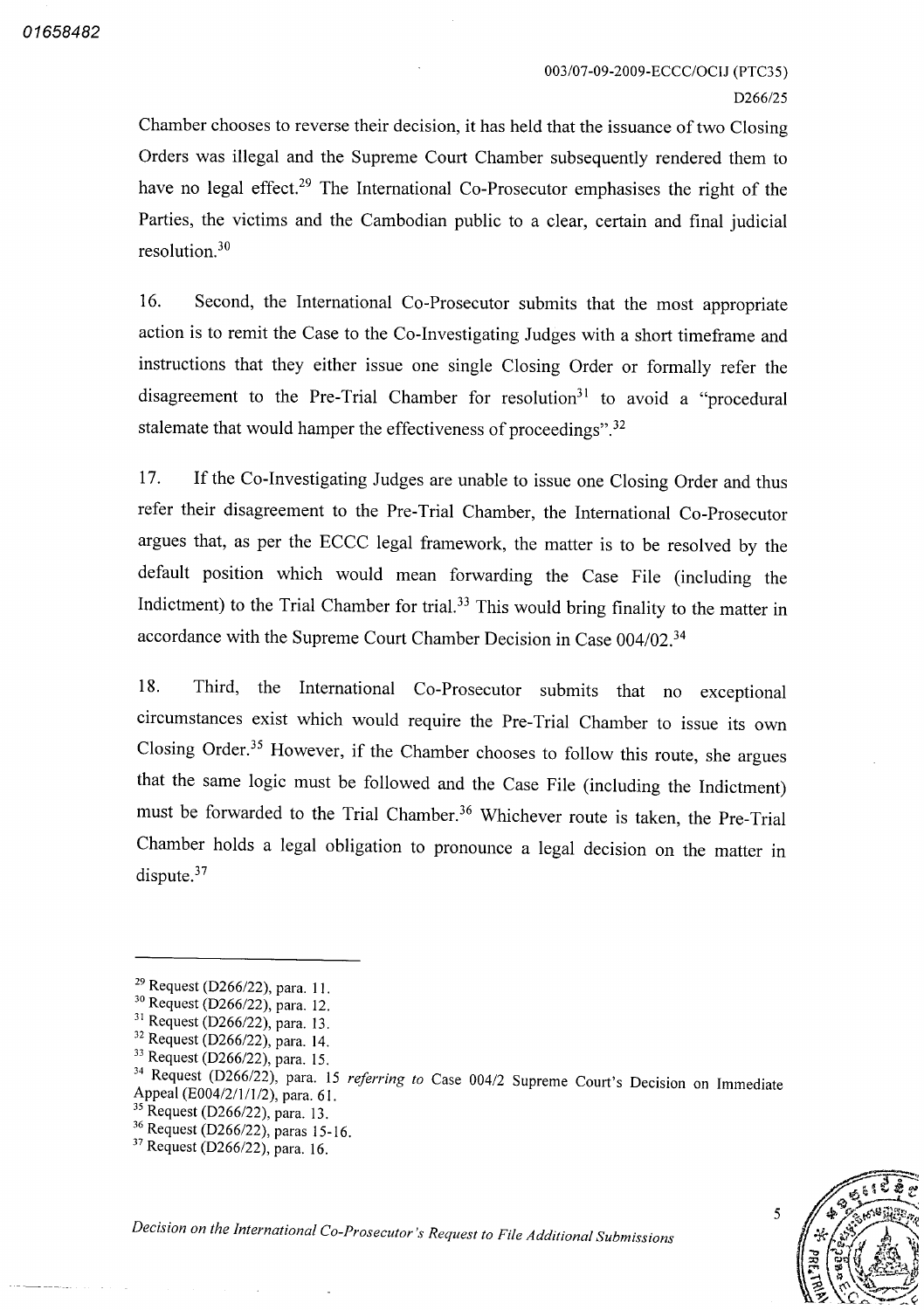Chamber chooses to reverse their decision, it has held that the issuance of two Closing Orders was illegal and the Supreme Court Chamber subsequently rendered them to have no legal effect.[29] The International Co-Prosecutor emphasises the right of the Parties, the victims and the Cambodian public to a clear, certain and final judicial resolution.[30]

16. Second, the International Co-Prosecutor submits that the most appropriate action is to remit the Case to the Co-Investigating Judges with a short timeframe and instructions that they either issue one single Closing Order or formally refer the disagreement to the Pre-Trial Chamber for resolution[31] to avoid a "procedural stalemate that would hamper the effectiveness of proceedings".[32]

17. If the Co-Investigating Judges are unable to issue one Closing Order and thus refer their disagreement to the Pre-Trial Chamber, the International Co-Prosecutor argues that, as per the ECCC legal framework, the matter is to be resolved by the default position which would mean forwarding the Case File (including the Indictment) to the Trial Chamber for trial.[33] This would bring finality to the matter in accordance with the Supreme Court Chamber Decision in Case 004/02.[34]

18. Third, the International Co-Prosecutor submits that no exceptional circumstances exist which would require the Pre-Trial Chamber to issue its own Closing Order.[35] However, if the Chamber chooses to follow this route, she argues that the same logic must be followed and the Case File (including the Indictment) must be forwarded to the Trial Chamber.[36] Whichever route is taken, the Pre-Trial Chamber holds a legal obligation to pronounce a legal decision on the matter in dispute.[37]

---

[29] Request (D266/22), para. 11.
[30] Request (D266/22), para. 12.
[31] Request (D266/22), para. 13.
[32] Request (D266/22), para. 14.
[33] Request (D266/22), para. 15.
[34] Request (D266/22), para. 15 *referring to* Case 004/2 Supreme Court's Decision on Immediate Appeal (E004/2/1/1/2), para. 61.
[35] Request (D266/22), para. 13.
[36] Request (D266/22), paras 15-16.
[37] Request (D266/22), para. 16.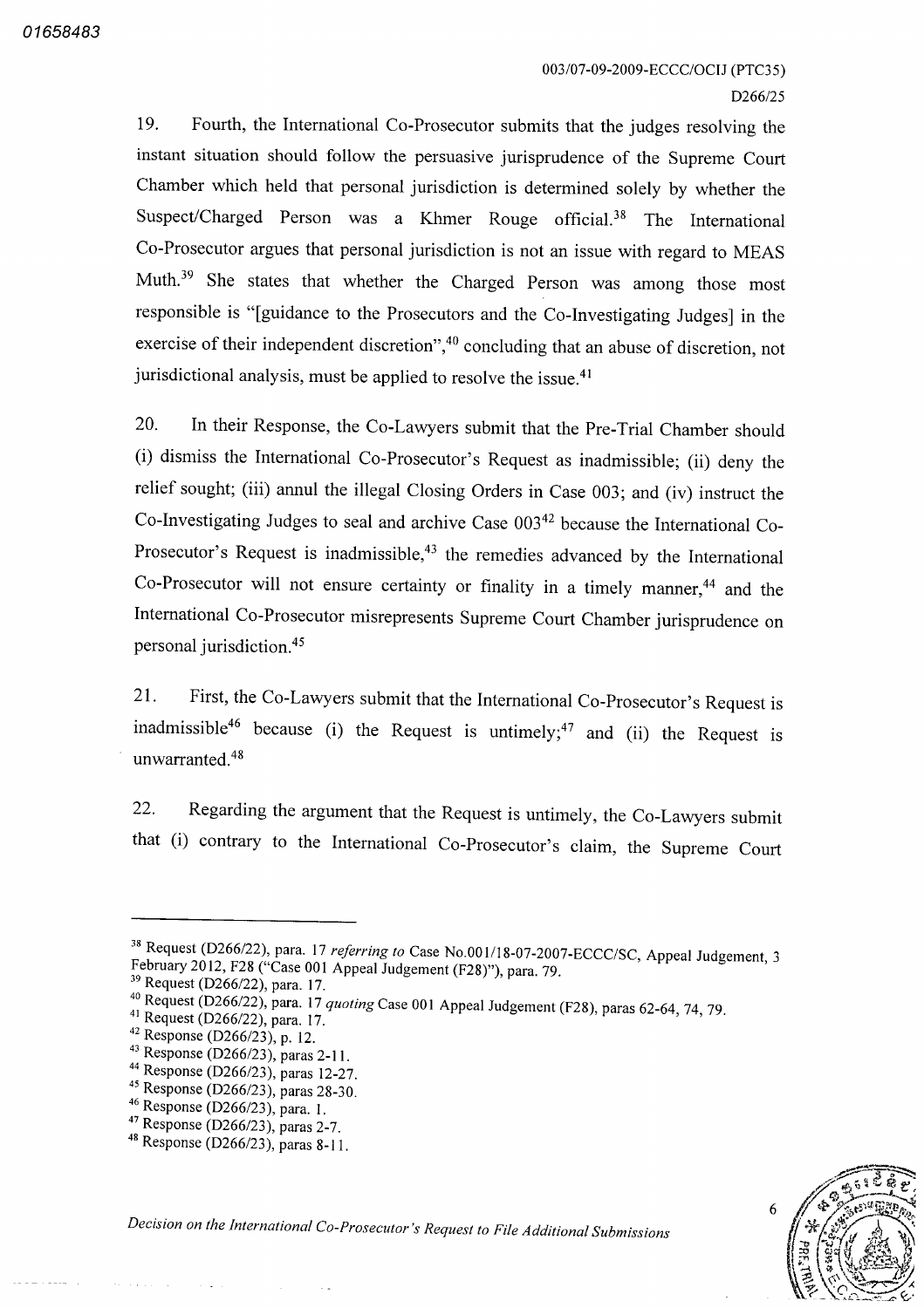19. Fourth, the International Co-Prosecutor submits that the judges resolving the instant situation should follow the persuasive jurisprudence of the Supreme Court Chamber which held that personal jurisdiction is determined solely by whether the Suspect/Charged Person was a Khmer Rouge official.[38] The International Co-Prosecutor argues that personal jurisdiction is not an issue with regard to MEAS Muth.[39] She states that whether the Charged Person was among those most responsible is "[guidance to the Prosecutors and the Co-Investigating Judges] in the exercise of their independent discretion",[40] concluding that an abuse of discretion, not jurisdictional analysis, must be applied to resolve the issue.[41]

20. In their Response, the Co-Lawyers submit that the Pre-Trial Chamber should (i) dismiss the International Co-Prosecutor's Request as inadmissible; (ii) deny the relief sought; (iii) annul the illegal Closing Orders in Case 003; and (iv) instruct the Co-Investigating Judges to seal and archive Case 003[42] because the International Co-Prosecutor's Request is inadmissible,[43] the remedies advanced by the International Co-Prosecutor will not ensure certainty or finality in a timely manner,[44] and the International Co-Prosecutor misrepresents Supreme Court Chamber jurisprudence on personal jurisdiction.[45]

21. First, the Co-Lawyers submit that the International Co-Prosecutor's Request is inadmissible[46] because (i) the Request is untimely;[47] and (ii) the Request is unwarranted.[48]

22. Regarding the argument that the Request is untimely, the Co-Lawyers submit that (i) contrary to the International Co-Prosecutor's claim, the Supreme Court

---

[38] Request (D266/22), para. 17 *referring to* Case No.001/18-07-2007-ECCC/SC, Appeal Judgement, 3 February 2012, F28 ("Case 001 Appeal Judgement (F28)"), para. 79.

[39] Request (D266/22), para. 17.

[40] Request (D266/22), para. 17 *quoting* Case 001 Appeal Judgement (F28), paras 62-64, 74, 79.

[41] Request (D266/22), para. 17.

[42] Response (D266/23), p. 12.

[43] Response (D266/23), paras 2-11.

[44] Response (D266/23), paras 12-27.

[45] Response (D266/23), paras 28-30.

[46] Response (D266/23), para. 1.

[47] Response (D266/23), paras 2-7.

[48] Response (D266/23), paras 8-11.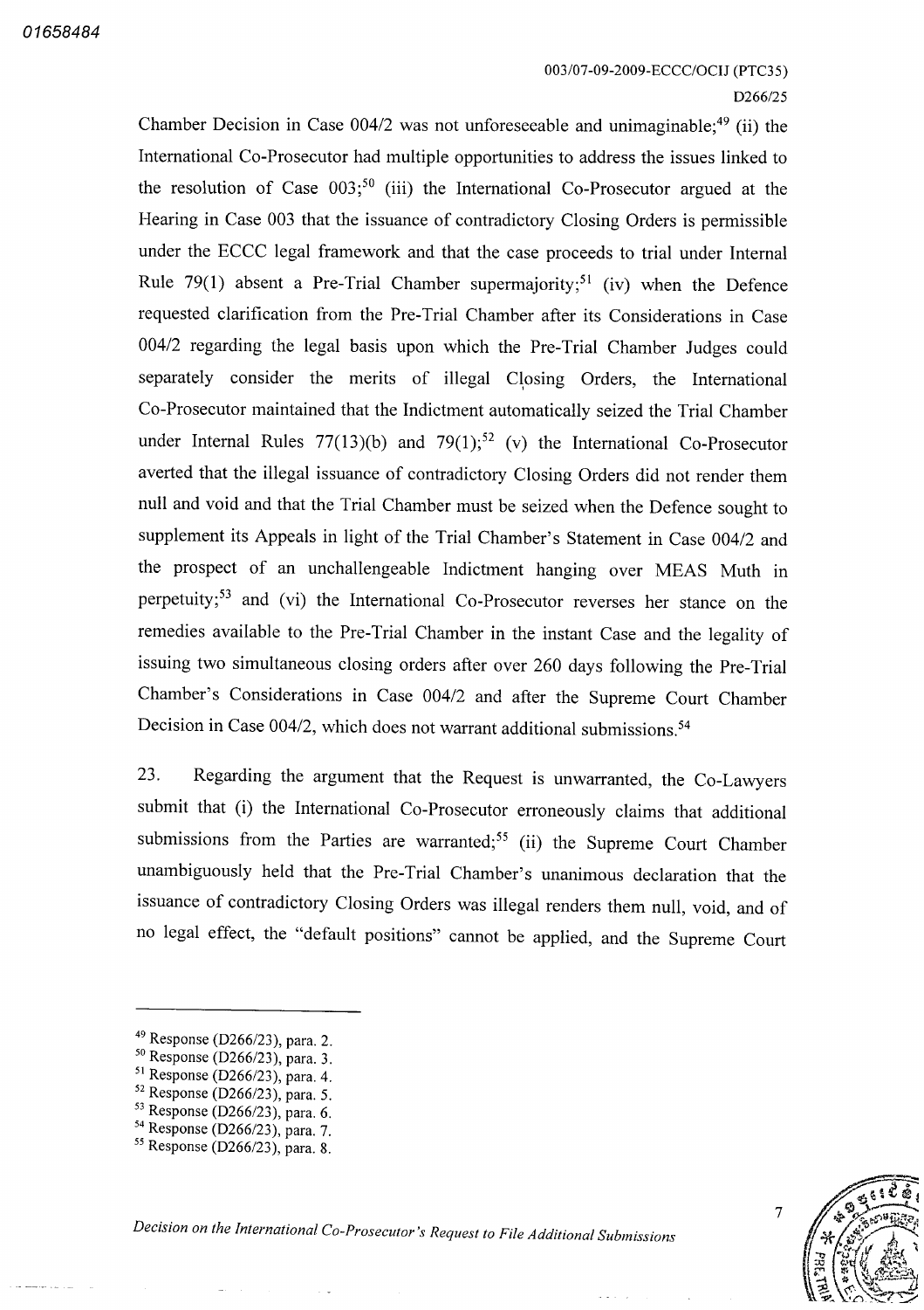Chamber Decision in Case 004/2 was not unforeseeable and unimaginable;[49] (ii) the International Co-Prosecutor had multiple opportunities to address the issues linked to the resolution of Case 003;[50] (iii) the International Co-Prosecutor argued at the Hearing in Case 003 that the issuance of contradictory Closing Orders is permissible under the ECCC legal framework and that the case proceeds to trial under Internal Rule 79(1) absent a Pre-Trial Chamber supermajority;[51] (iv) when the Defence requested clarification from the Pre-Trial Chamber after its Considerations in Case 004/2 regarding the legal basis upon which the Pre-Trial Chamber Judges could separately consider the merits of illegal Closing Orders, the International Co-Prosecutor maintained that the Indictment automatically seized the Trial Chamber under Internal Rules 77(13)(b) and 79(1);[52] (v) the International Co-Prosecutor averted that the illegal issuance of contradictory Closing Orders did not render them null and void and that the Trial Chamber must be seized when the Defence sought to supplement its Appeals in light of the Trial Chamber's Statement in Case 004/2 and the prospect of an unchallengeable Indictment hanging over MEAS Muth in perpetuity;[53] and (vi) the International Co-Prosecutor reverses her stance on the remedies available to the Pre-Trial Chamber in the instant Case and the legality of issuing two simultaneous closing orders after over 260 days following the Pre-Trial Chamber's Considerations in Case 004/2 and after the Supreme Court Chamber Decision in Case 004/2, which does not warrant additional submissions.[54]

23. Regarding the argument that the Request is unwarranted, the Co-Lawyers submit that (i) the International Co-Prosecutor erroneously claims that additional submissions from the Parties are warranted;[55] (ii) the Supreme Court Chamber unambiguously held that the Pre-Trial Chamber's unanimous declaration that the issuance of contradictory Closing Orders was illegal renders them null, void, and of no legal effect, the "default positions" cannot be applied, and the Supreme Court

---

[49] Response (D266/23), para. 2.
[50] Response (D266/23), para. 3.
[51] Response (D266/23), para. 4.
[52] Response (D266/23), para. 5.
[53] Response (D266/23), para. 6.
[54] Response (D266/23), para. 7.
[55] Response (D266/23), para. 8.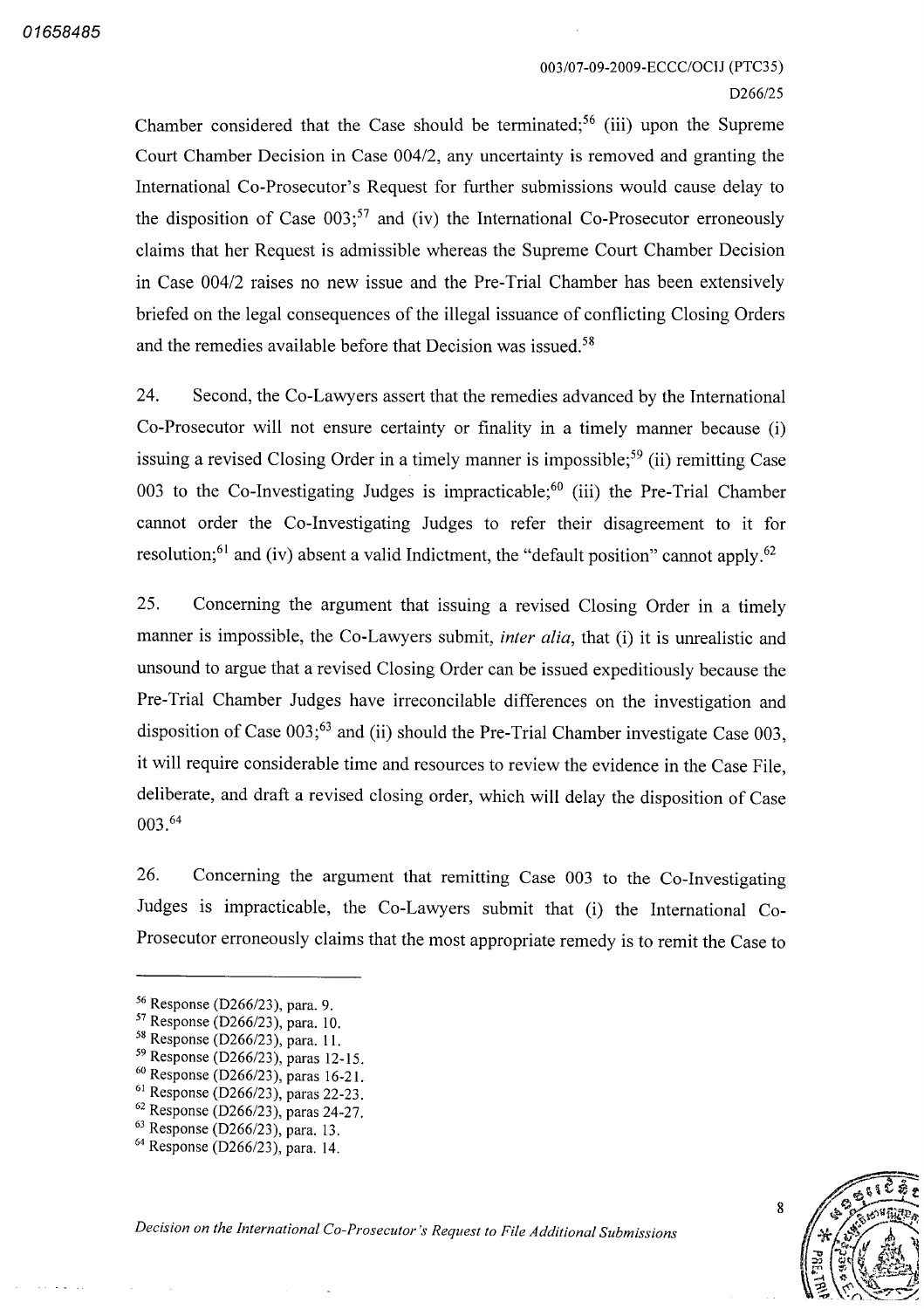Chamber considered that the Case should be terminated;[56] (iii) upon the Supreme Court Chamber Decision in Case 004/2, any uncertainty is removed and granting the International Co-Prosecutor's Request for further submissions would cause delay to the disposition of Case 003;[57] and (iv) the International Co-Prosecutor erroneously claims that her Request is admissible whereas the Supreme Court Chamber Decision in Case 004/2 raises no new issue and the Pre-Trial Chamber has been extensively briefed on the legal consequences of the illegal issuance of conflicting Closing Orders and the remedies available before that Decision was issued.[58]

24. Second, the Co-Lawyers assert that the remedies advanced by the International Co-Prosecutor will not ensure certainty or finality in a timely manner because (i) issuing a revised Closing Order in a timely manner is impossible;[59] (ii) remitting Case 003 to the Co-Investigating Judges is impracticable;[60] (iii) the Pre-Trial Chamber cannot order the Co-Investigating Judges to refer their disagreement to it for resolution;[61] and (iv) absent a valid Indictment, the "default position" cannot apply.[62]

25. Concerning the argument that issuing a revised Closing Order in a timely manner is impossible, the Co-Lawyers submit, *inter alia*, that (i) it is unrealistic and unsound to argue that a revised Closing Order can be issued expeditiously because the Pre-Trial Chamber Judges have irreconcilable differences on the investigation and disposition of Case 003;[63] and (ii) should the Pre-Trial Chamber investigate Case 003, it will require considerable time and resources to review the evidence in the Case File, deliberate, and draft a revised closing order, which will delay the disposition of Case 003.[64]

26. Concerning the argument that remitting Case 003 to the Co-Investigating Judges is impracticable, the Co-Lawyers submit that (i) the International Co-Prosecutor erroneously claims that the most appropriate remedy is to remit the Case to

---

[56] Response (D266/23), para. 9.
[57] Response (D266/23), para. 10.
[58] Response (D266/23), para. 11.
[59] Response (D266/23), paras 12-15.
[60] Response (D266/23), paras 16-21.
[61] Response (D266/23), paras 22-23.
[62] Response (D266/23), paras 24-27.
[63] Response (D266/23), para. 13.
[64] Response (D266/23), para. 14.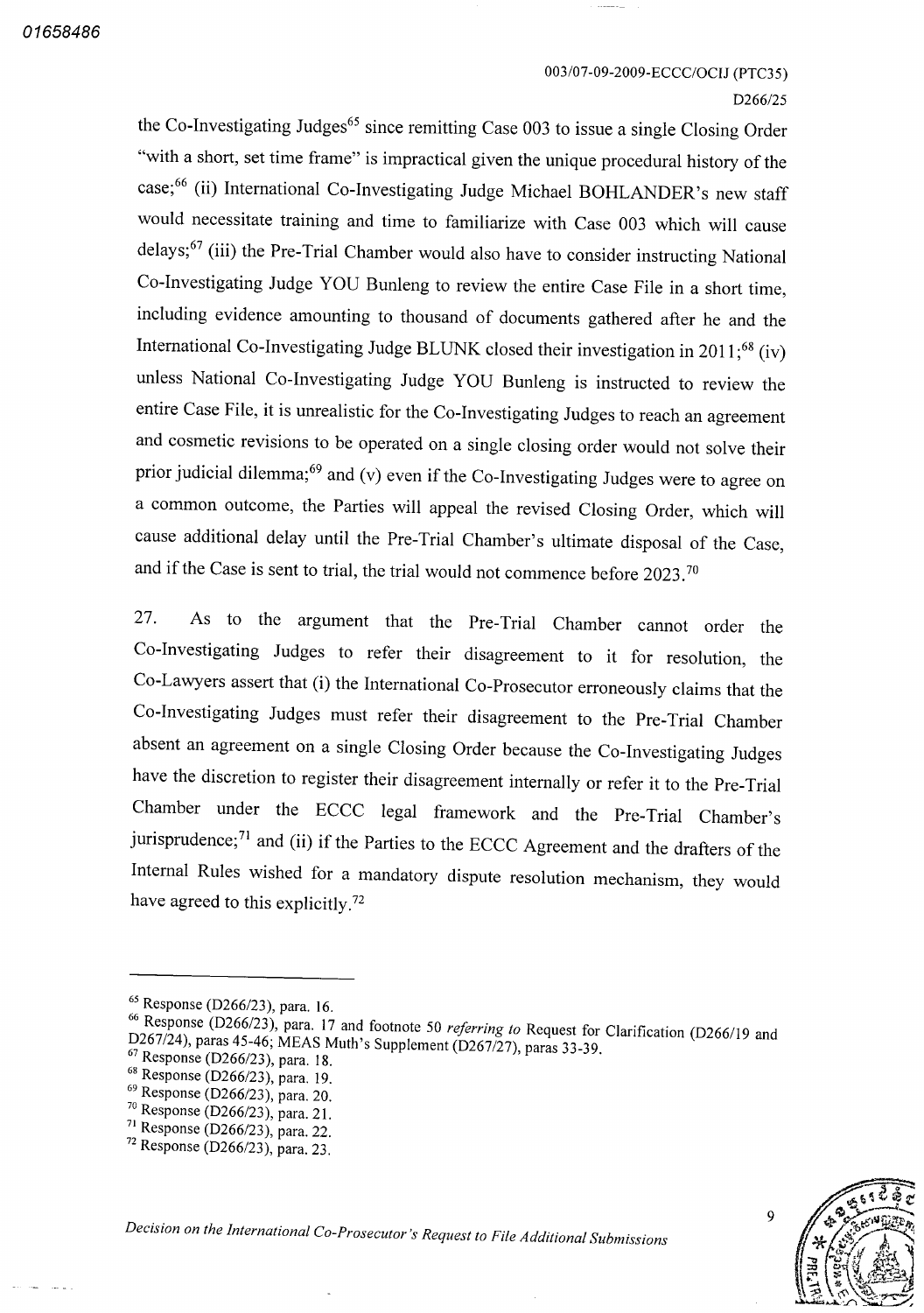the Co-Investigating Judges[65] since remitting Case 003 to issue a single Closing Order "with a short, set time frame" is impractical given the unique procedural history of the case;[66] (ii) International Co-Investigating Judge Michael BOHLANDER's new staff would necessitate training and time to familiarize with Case 003 which will cause delays;[67] (iii) the Pre-Trial Chamber would also have to consider instructing National Co-Investigating Judge YOU Bunleng to review the entire Case File in a short time, including evidence amounting to thousand of documents gathered after he and the International Co-Investigating Judge BLUNK closed their investigation in 2011;[68] (iv) unless National Co-Investigating Judge YOU Bunleng is instructed to review the entire Case File, it is unrealistic for the Co-Investigating Judges to reach an agreement and cosmetic revisions to be operated on a single closing order would not solve their prior judicial dilemma;[69] and (v) even if the Co-Investigating Judges were to agree on a common outcome, the Parties will appeal the revised Closing Order, which will cause additional delay until the Pre-Trial Chamber's ultimate disposal of the Case, and if the Case is sent to trial, the trial would not commence before 2023.[70]

27. As to the argument that the Pre-Trial Chamber cannot order the Co-Investigating Judges to refer their disagreement to it for resolution, the Co-Lawyers assert that (i) the International Co-Prosecutor erroneously claims that the Co-Investigating Judges must refer their disagreement to the Pre-Trial Chamber absent an agreement on a single Closing Order because the Co-Investigating Judges have the discretion to register their disagreement internally or refer it to the Pre-Trial Chamber under the ECCC legal framework and the Pre-Trial Chamber's jurisprudence;[71] and (ii) if the Parties to the ECCC Agreement and the drafters of the Internal Rules wished for a mandatory dispute resolution mechanism, they would have agreed to this explicitly.[72]

---

[65] Response (D266/23), para. 16.
[66] Response (D266/23), para. 17 and footnote 50 *referring to* Request for Clarification (D266/19 and D267/24), paras 45-46; MEAS Muth's Supplement (D267/27), paras 33-39.
[67] Response (D266/23), para. 18.
[68] Response (D266/23), para. 19.
[69] Response (D266/23), para. 20.
[70] Response (D266/23), para. 21.
[71] Response (D266/23), para. 22.
[72] Response (D266/23), para. 23.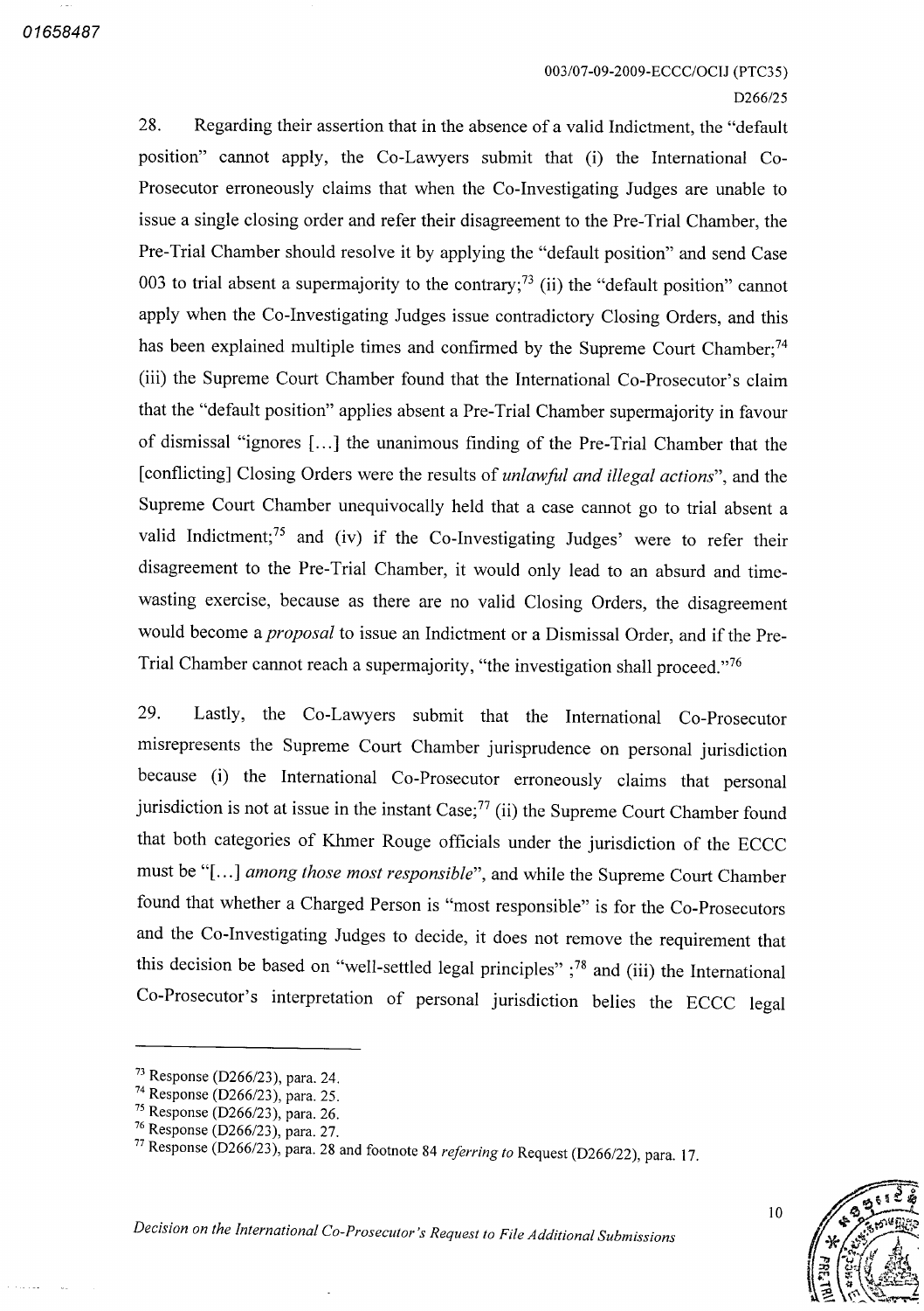28. Regarding their assertion that in the absence of a valid Indictment, the "default position" cannot apply, the Co-Lawyers submit that (i) the International Co-Prosecutor erroneously claims that when the Co-Investigating Judges are unable to issue a single closing order and refer their disagreement to the Pre-Trial Chamber, the Pre-Trial Chamber should resolve it by applying the "default position" and send Case 003 to trial absent a supermajority to the contrary;[73] (ii) the "default position" cannot apply when the Co-Investigating Judges issue contradictory Closing Orders, and this has been explained multiple times and confirmed by the Supreme Court Chamber;[74] (iii) the Supreme Court Chamber found that the International Co-Prosecutor's claim that the "default position" applies absent a Pre-Trial Chamber supermajority in favour of dismissal "ignores [...] the unanimous finding of the Pre-Trial Chamber that the [conflicting] Closing Orders were the results of *unlawful and illegal actions*", and the Supreme Court Chamber unequivocally held that a case cannot go to trial absent a valid Indictment;[75] and (iv) if the Co-Investigating Judges' were to refer their disagreement to the Pre-Trial Chamber, it would only lead to an absurd and time-wasting exercise, because as there are no valid Closing Orders, the disagreement would become a *proposal* to issue an Indictment or a Dismissal Order, and if the Pre-Trial Chamber cannot reach a supermajority, "the investigation shall proceed."[76]

29. Lastly, the Co-Lawyers submit that the International Co-Prosecutor misrepresents the Supreme Court Chamber jurisprudence on personal jurisdiction because (i) the International Co-Prosecutor erroneously claims that personal jurisdiction is not at issue in the instant Case;[77] (ii) the Supreme Court Chamber found that both categories of Khmer Rouge officials under the jurisdiction of the ECCC must be "[...] *among those most responsible*", and while the Supreme Court Chamber found that whether a Charged Person is "most responsible" is for the Co-Prosecutors and the Co-Investigating Judges to decide, it does not remove the requirement that this decision be based on "well-settled legal principles" ;[78] and (iii) the International Co-Prosecutor's interpretation of personal jurisdiction belies the ECCC legal

---

[73] Response (D266/23), para. 24.
[74] Response (D266/23), para. 25.
[75] Response (D266/23), para. 26.
[76] Response (D266/23), para. 27.
[77] Response (D266/23), para. 28 and footnote 84 *referring to* Request (D266/22), para. 17.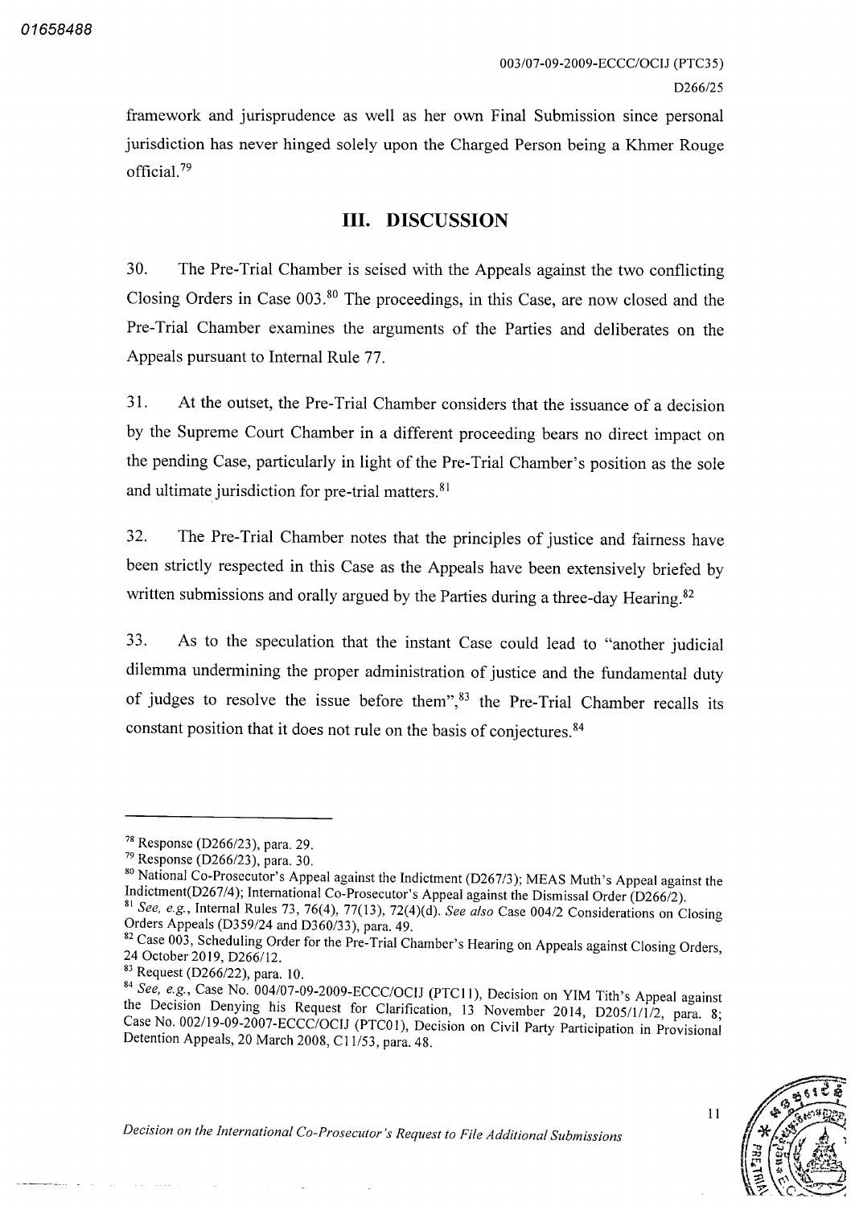framework and jurisprudence as well as her own Final Submission since personal jurisdiction has never hinged solely upon the Charged Person being a Khmer Rouge official.[79]

## III. DISCUSSION

30. The Pre-Trial Chamber is seised with the Appeals against the two conflicting Closing Orders in Case 003.[80] The proceedings, in this Case, are now closed and the Pre-Trial Chamber examines the arguments of the Parties and deliberates on the Appeals pursuant to Internal Rule 77.

31. At the outset, the Pre-Trial Chamber considers that the issuance of a decision by the Supreme Court Chamber in a different proceeding bears no direct impact on the pending Case, particularly in light of the Pre-Trial Chamber's position as the sole and ultimate jurisdiction for pre-trial matters.[81]

32. The Pre-Trial Chamber notes that the principles of justice and fairness have been strictly respected in this Case as the Appeals have been extensively briefed by written submissions and orally argued by the Parties during a three-day Hearing.[82]

33. As to the speculation that the instant Case could lead to "another judicial dilemma undermining the proper administration of justice and the fundamental duty of judges to resolve the issue before them",[83] the Pre-Trial Chamber recalls its constant position that it does not rule on the basis of conjectures.[84]

---

[78] Response (D266/23), para. 29.

[79] Response (D266/23), para. 30.

[80] National Co-Prosecutor's Appeal against the Indictment (D267/3); MEAS Muth's Appeal against the Indictment(D267/4); International Co-Prosecutor's Appeal against the Dismissal Order (D266/2).

[81] *See, e.g.*, Internal Rules 73, 76(4), 77(13), 72(4)(d). *See also* Case 004/2 Considerations on Closing Orders Appeals (D359/24 and D360/33), para. 49.

[82] Case 003, Scheduling Order for the Pre-Trial Chamber's Hearing on Appeals against Closing Orders, 24 October 2019, D266/12.

[83] Request (D266/22), para. 10.

[84] *See, e.g.*, Case No. 004/07-09-2009-ECCC/OCIJ (PTC11), Decision on YIM Tith's Appeal against the Decision Denying his Request for Clarification, 13 November 2014, D205/1/1/2, para. 8; Case No. 002/19-09-2007-ECCC/OCIJ (PTC01), Decision on Civil Party Participation in Provisional Detention Appeals, 20 March 2008, C11/53, para. 48.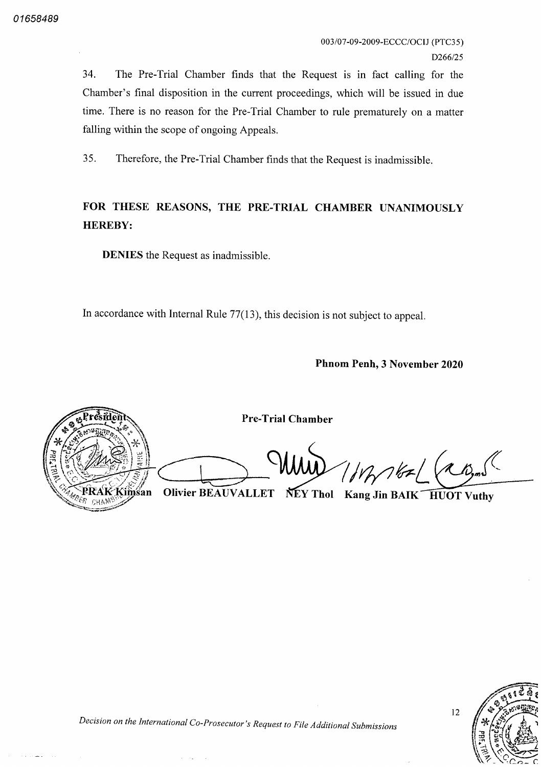34. The Pre-Trial Chamber finds that the Request is in fact calling for the Chamber's final disposition in the current proceedings, which will be issued in due time. There is no reason for the Pre-Trial Chamber to rule prematurely on a matter falling within the scope of ongoing Appeals.

35. Therefore, the Pre-Trial Chamber finds that the Request is inadmissible.

**FOR THESE REASONS, THE PRE-TRIAL CHAMBER UNANIMOUSLY HEREBY:**

**DENIES** the Request as inadmissible.

In accordance with Internal Rule 77(13), this decision is not subject to appeal.

**Phnom Penh, 3 November 2020**

**Pre-Trial Chamber**

**PRAK Kimsan** **Olivier BEAUVALLET** **NEY Thol** **Kang Jin BAIK** **HUOT Vuthy**